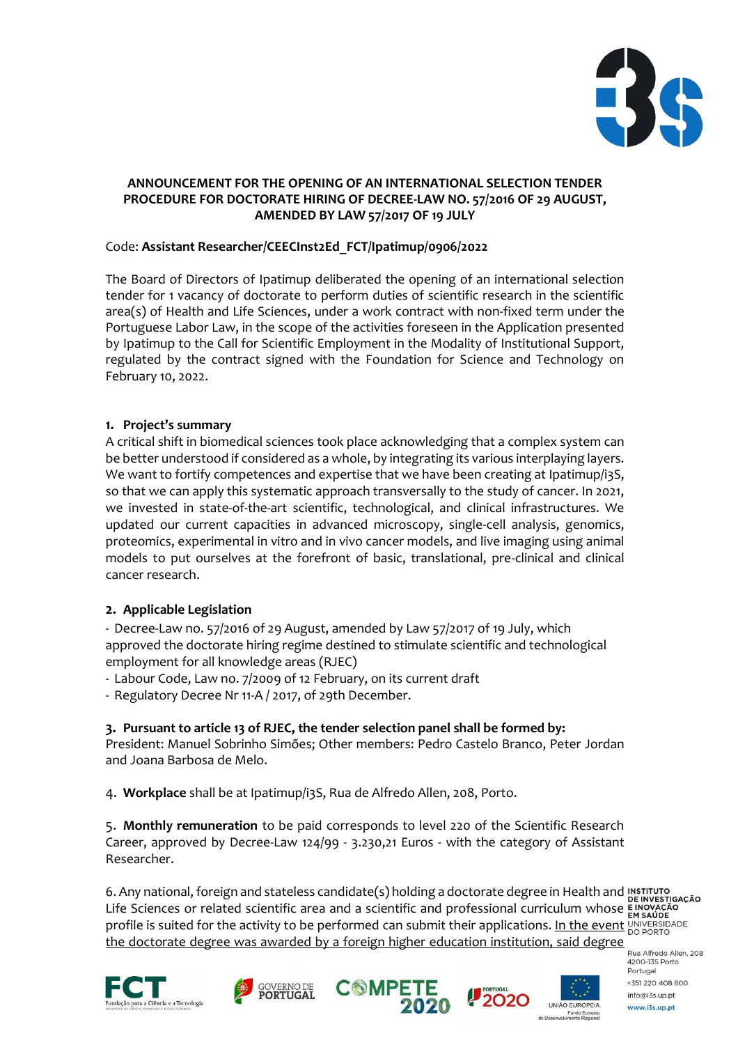**ANNOUNCEMENT FOR THE OPENING OF AN INTERNATIONAL SELECTION TENDER PROCEDURE FOR DOCTORATE HIRING OF DECREE-LAW NO. 57/2016 OF 29 AUGUST, AMENDED BY LAW 57/2017 OF 19 JULY**

Code: **Assistant Researcher/CEECInst2Ed_FCT/Ipatimup/0906/2022**

The Board of Directors of Ipatimup deliberated the opening of an international selection tender for 1 vacancy of doctorate to perform duties of scientific research in the scientific area(s) of Health and Life Sciences, under a work contract with non-fixed term under the Portuguese Labor Law, in the scope of the activities foreseen in the Application presented by Ipatimup to the Call for Scientific Employment in the Modality of Institutional Support, regulated by the contract signed with the Foundation for Science and Technology on February 10, 2022.

**1. Project's summary**

A critical shift in biomedical sciences took place acknowledging that a complex system can be better understood if considered as a whole, by integrating its various interplaying layers. We want to fortify competences and expertise that we have been creating at Ipatimup/i3S, so that we can apply this systematic approach transversally to the study of cancer. In 2021, we invested in state-of-the-art scientific, technological, and clinical infrastructures. We updated our current capacities in advanced microscopy, single-cell analysis, genomics, proteomics, experimental in vitro and in vivo cancer models, and live imaging using animal models to put ourselves at the forefront of basic, translational, pre-clinical and clinical cancer research.

**2. Applicable Legislation**

- Decree-Law no. 57/2016 of 29 August, amended by Law 57/2017 of 19 July, which approved the doctorate hiring regime destined to stimulate scientific and technological employment for all knowledge areas (RJEC)
- Labour Code, Law no. 7/2009 of 12 February, on its current draft
- Regulatory Decree Nr 11-A / 2017, of 29th December.

**3. Pursuant to article 13 of RJEC, the tender selection panel shall be formed by:**

President: Manuel Sobrinho Simões; Other members: Pedro Castelo Branco, Peter Jordan and Joana Barbosa de Melo.

4. **Workplace** shall be at Ipatimup/i3S, Rua de Alfredo Allen, 208, Porto.

5. **Monthly remuneration** to be paid corresponds to level 220 of the Scientific Research Career, approved by Decree-Law 124/99 - 3.230,21 Euros - with the category of Assistant Researcher.

6. Any national, foreign and stateless candidate(s) holding a doctorate degree in Health and Life Sciences or related scientific area and a scientific and professional curriculum whose profile is suited for the activity to be performed can submit their applications. In the event the doctorate degree was awarded by a foreign higher education institution, said degree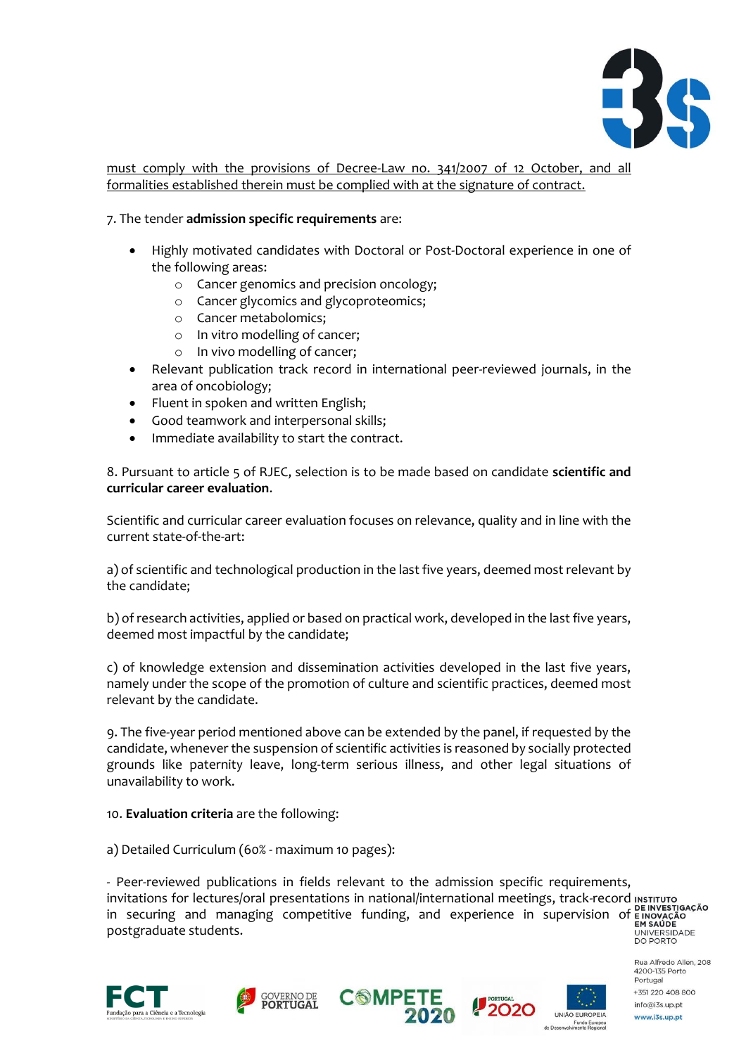must comply with the provisions of Decree-Law no. 341/2007 of 12 October, and all formalities established therein must be complied with at the signature of contract.

7. The tender **admission specific requirements** are:

- Highly motivated candidates with Doctoral or Post-Doctoral experience in one of the following areas:
    - Cancer genomics and precision oncology;
    - Cancer glycomics and glycoproteomics;
    - Cancer metabolomics;
    - In vitro modelling of cancer;
    - In vivo modelling of cancer;
- Relevant publication track record in international peer-reviewed journals, in the area of oncobiology;
- Fluent in spoken and written English;
- Good teamwork and interpersonal skills;
- Immediate availability to start the contract.

8. Pursuant to article 5 of RJEC, selection is to be made based on candidate **scientific and curricular career evaluation**.

Scientific and curricular career evaluation focuses on relevance, quality and in line with the current state-of-the-art:

a) of scientific and technological production in the last five years, deemed most relevant by the candidate;

b) of research activities, applied or based on practical work, developed in the last five years, deemed most impactful by the candidate;

c) of knowledge extension and dissemination activities developed in the last five years, namely under the scope of the promotion of culture and scientific practices, deemed most relevant by the candidate.

9. The five-year period mentioned above can be extended by the panel, if requested by the candidate, whenever the suspension of scientific activities is reasoned by socially protected grounds like paternity leave, long-term serious illness, and other legal situations of unavailability to work.

10. **Evaluation criteria** are the following:

a) Detailed Curriculum (60% - maximum 10 pages):

- Peer-reviewed publications in fields relevant to the admission specific requirements, invitations for lectures/oral presentations in national/international meetings, track-record in securing and managing competitive funding, and experience in supervision of postgraduate students.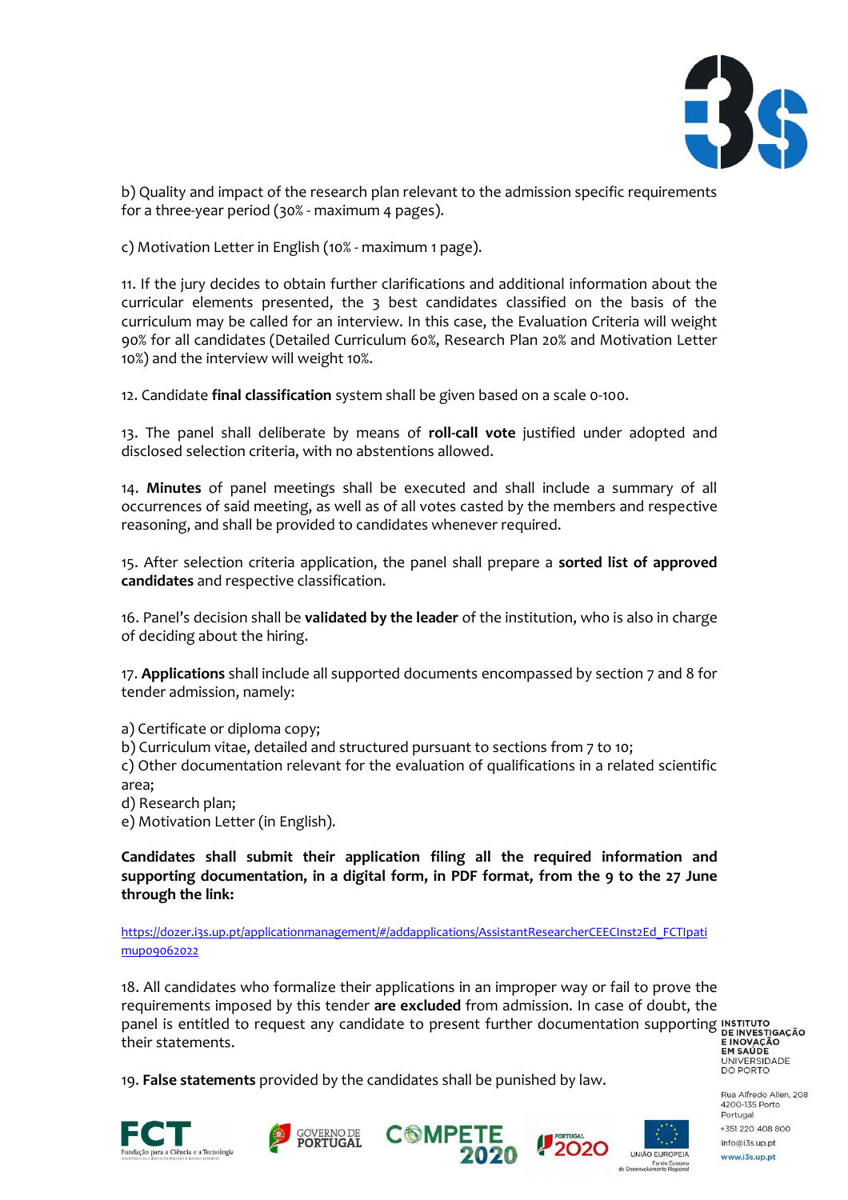b) Quality and impact of the research plan relevant to the admission specific requirements for a three-year period (30% - maximum 4 pages).

c) Motivation Letter in English (10% - maximum 1 page).

11. If the jury decides to obtain further clarifications and additional information about the curricular elements presented, the 3 best candidates classified on the basis of the curriculum may be called for an interview. In this case, the Evaluation Criteria will weight 90% for all candidates (Detailed Curriculum 60%, Research Plan 20% and Motivation Letter 10%) and the interview will weight 10%.

12. Candidate **final classification** system shall be given based on a scale 0-100.

13. The panel shall deliberate by means of **roll-call vote** justified under adopted and disclosed selection criteria, with no abstentions allowed.

14. **Minutes** of panel meetings shall be executed and shall include a summary of all occurrences of said meeting, as well as of all votes casted by the members and respective reasoning, and shall be provided to candidates whenever required.

15. After selection criteria application, the panel shall prepare a **sorted list of approved candidates** and respective classification.

16. Panel's decision shall be **validated by the leader** of the institution, who is also in charge of deciding about the hiring.

17. **Applications** shall include all supported documents encompassed by section 7 and 8 for tender admission, namely:

a) Certificate or diploma copy;
b) Curriculum vitae, detailed and structured pursuant to sections from 7 to 10;
c) Other documentation relevant for the evaluation of qualifications in a related scientific area;
d) Research plan;
e) Motivation Letter (in English).

**Candidates shall submit their application filing all the required information and supporting documentation, in a digital form, in PDF format, from the 9 to the 27 June through the link:**

https://dozer.i3s.up.pt/applicationmanagement/#/addapplications/AssistantResearcherCEECInst2Ed_FCTIpatimup09062022

18. All candidates who formalize their applications in an improper way or fail to prove the requirements imposed by this tender **are excluded** from admission. In case of doubt, the panel is entitled to request any candidate to present further documentation supporting their statements.

19. **False statements** provided by the candidates shall be punished by law.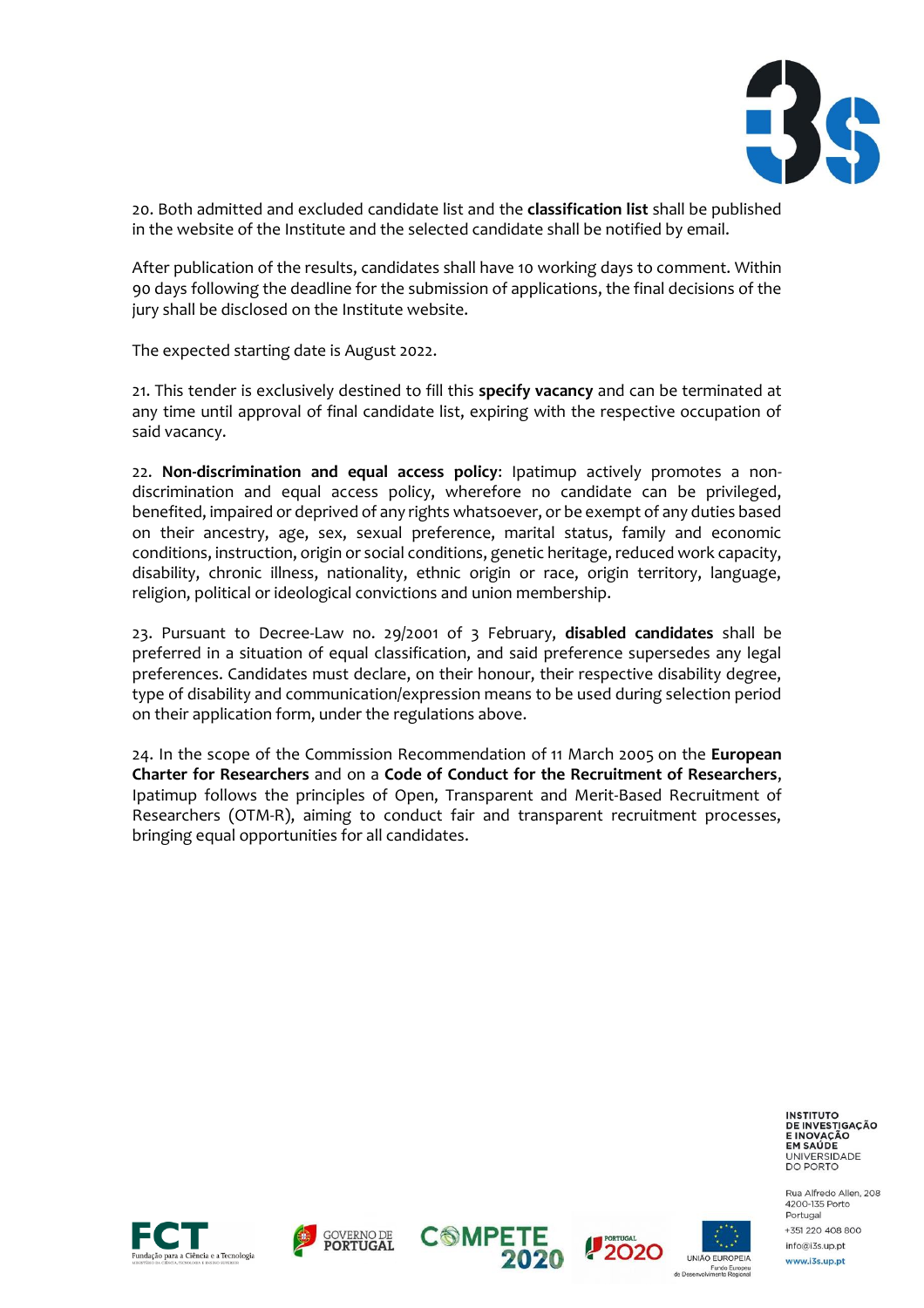20. Both admitted and excluded candidate list and the **classification list** shall be published in the website of the Institute and the selected candidate shall be notified by email.

After publication of the results, candidates shall have 10 working days to comment. Within 90 days following the deadline for the submission of applications, the final decisions of the jury shall be disclosed on the Institute website.

The expected starting date is August 2022.

21. This tender is exclusively destined to fill this **specify vacancy** and can be terminated at any time until approval of final candidate list, expiring with the respective occupation of said vacancy.

22. **Non-discrimination and equal access policy**: Ipatimup actively promotes a non-discrimination and equal access policy, wherefore no candidate can be privileged, benefited, impaired or deprived of any rights whatsoever, or be exempt of any duties based on their ancestry, age, sex, sexual preference, marital status, family and economic conditions, instruction, origin or social conditions, genetic heritage, reduced work capacity, disability, chronic illness, nationality, ethnic origin or race, origin territory, language, religion, political or ideological convictions and union membership.

23. Pursuant to Decree-Law no. 29/2001 of 3 February, **disabled candidates** shall be preferred in a situation of equal classification, and said preference supersedes any legal preferences. Candidates must declare, on their honour, their respective disability degree, type of disability and communication/expression means to be used during selection period on their application form, under the regulations above.

24. In the scope of the Commission Recommendation of 11 March 2005 on the **European Charter for Researchers** and on a **Code of Conduct for the Recruitment of Researchers**, Ipatimup follows the principles of Open, Transparent and Merit-Based Recruitment of Researchers (OTM-R), aiming to conduct fair and transparent recruitment processes, bringing equal opportunities for all candidates.